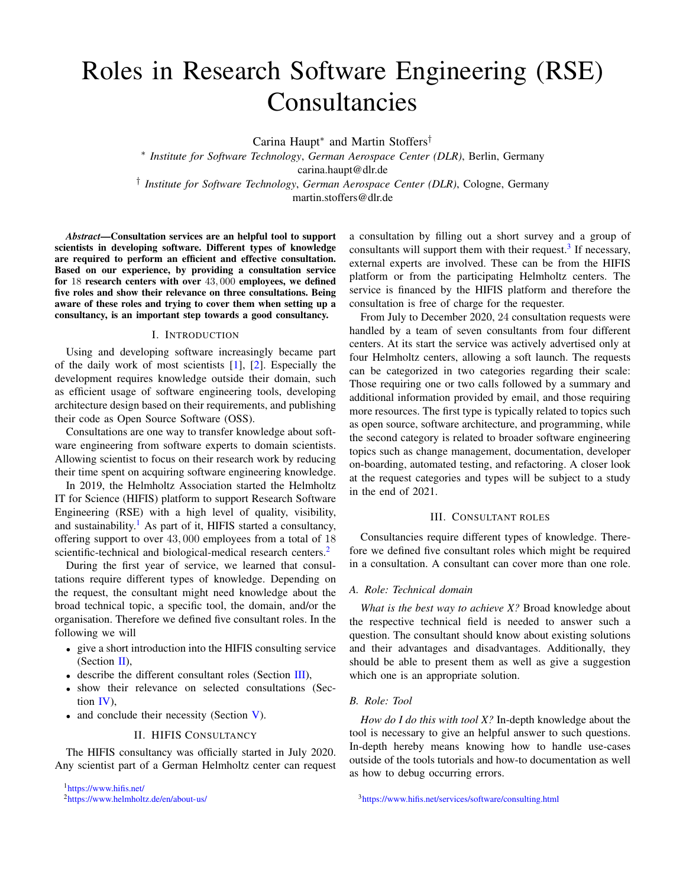# Roles in Research Software Engineering (RSE) Consultancies

Carina Haupt* and Martin Stoffers†

* *Institute for Software Technology*, *German Aerospace Center (DLR)*, Berlin, Germany
carina.haupt@dlr.de

† *Institute for Software Technology*, *German Aerospace Center (DLR)*, Cologne, Germany
martin.stoffers@dlr.de

***Abstract*—Consultation services are an helpful tool to support scientists in developing software. Different types of knowledge are required to perform an efficient and effective consultation. Based on our experience, by providing a consultation service for 18 research centers with over 43,000 employees, we defined five roles and show their relevance on three consultations. Being aware of these roles and trying to cover them when setting up a consultancy, is an important step towards a good consultancy.**

## I. Introduction

Using and developing software increasingly became part of the daily work of most scientists [1], [2]. Especially the development requires knowledge outside their domain, such as efficient usage of software engineering tools, developing architecture design based on their requirements, and publishing their code as Open Source Software (OSS).

Consultations are one way to transfer knowledge about software engineering from software experts to domain scientists. Allowing scientist to focus on their research work by reducing their time spent on acquiring software engineering knowledge.

In 2019, the Helmholtz Association started the Helmholtz IT for Science (HIFIS) platform to support Research Software Engineering (RSE) with a high level of quality, visibility, and sustainability.[1] As part of it, HIFIS started a consultancy, offering support to over 43,000 employees from a total of 18 scientific-technical and biological-medical research centers.[2]

During the first year of service, we learned that consultations require different types of knowledge. Depending on the request, the consultant might need knowledge about the broad technical topic, a specific tool, the domain, and/or the organisation. Therefore we defined five consultant roles. In the following we will

- give a short introduction into the HIFIS consulting service (Section II),
- describe the different consultant roles (Section III),
- show their relevance on selected consultations (Section IV),
- and conclude their necessity (Section V).

## II. HIFIS Consultancy

The HIFIS consultancy was officially started in July 2020. Any scientist part of a German Helmholtz center can request a consultation by filling out a short survey and a group of consultants will support them with their request.[3] If necessary, external experts are involved. These can be from the HIFIS platform or from the participating Helmholtz centers. The service is financed by the HIFIS platform and therefore the consultation is free of charge for the requester.

From July to December 2020, 24 consultation requests were handled by a team of seven consultants from four different centers. At its start the service was actively advertised only at four Helmholtz centers, allowing a soft launch. The requests can be categorized in two categories regarding their scale: Those requiring one or two calls followed by a summary and additional information provided by email, and those requiring more resources. The first type is typically related to topics such as open source, software architecture, and programming, while the second category is related to broader software engineering topics such as change management, documentation, developer on-boarding, automated testing, and refactoring. A closer look at the request categories and types will be subject to a study in the end of 2021.

## III. Consultant Roles

Consultancies require different types of knowledge. Therefore we defined five consultant roles which might be required in a consultation. A consultant can cover more than one role.

### A. Role: Technical domain

*What is the best way to achieve X?* Broad knowledge about the respective technical field is needed to answer such a question. The consultant should know about existing solutions and their advantages and disadvantages. Additionally, they should be able to present them as well as give a suggestion which one is an appropriate solution.

### B. Role: Tool

*How do I do this with tool X?* In-depth knowledge about the tool is necessary to give an helpful answer to such questions. In-depth hereby means knowing how to handle use-cases outside of the tools tutorials and how-to documentation as well as how to debug occurring errors.

[1] https://www.hifis.net/

[2] https://www.helmholtz.de/en/about-us/

[3] https://www.hifis.net/services/software/consulting.html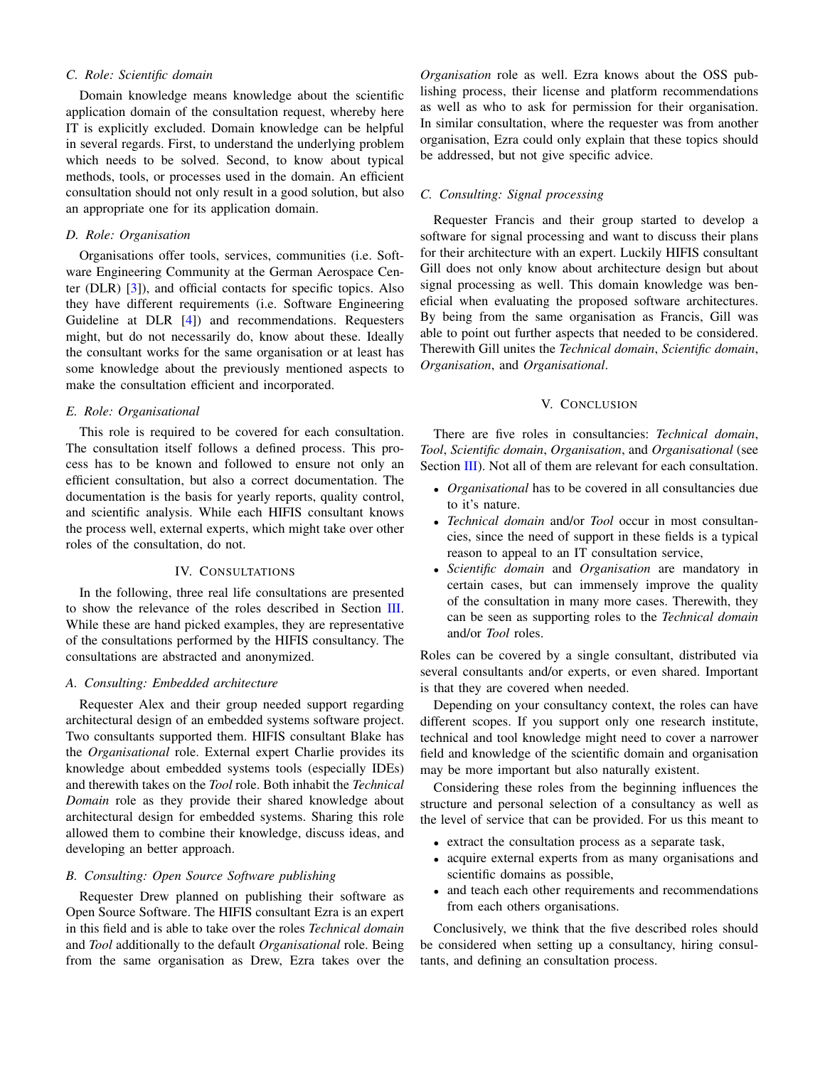### C. Role: Scientific domain

Domain knowledge means knowledge about the scientific application domain of the consultation request, whereby here IT is explicitly excluded. Domain knowledge can be helpful in several regards. First, to understand the underlying problem which needs to be solved. Second, to know about typical methods, tools, or processes used in the domain. An efficient consultation should not only result in a good solution, but also an appropriate one for its application domain.

### D. Role: Organisation

Organisations offer tools, services, communities (i.e. Software Engineering Community at the German Aerospace Center (DLR) [3]), and official contacts for specific topics. Also they have different requirements (i.e. Software Engineering Guideline at DLR [4]) and recommendations. Requesters might, but do not necessarily do, know about these. Ideally the consultant works for the same organisation or at least has some knowledge about the previously mentioned aspects to make the consultation efficient and incorporated.

### E. Role: Organisational

This role is required to be covered for each consultation. The consultation itself follows a defined process. This process has to be known and followed to ensure not only an efficient consultation, but also a correct documentation. The documentation is the basis for yearly reports, quality control, and scientific analysis. While each HIFIS consultant knows the process well, external experts, which might take over other roles of the consultation, do not.

## IV. Consultations

In the following, three real life consultations are presented to show the relevance of the roles described in Section III. While these are hand picked examples, they are representative of the consultations performed by the HIFIS consultancy. The consultations are abstracted and anonymized.

### A. Consulting: Embedded architecture

Requester Alex and their group needed support regarding architectural design of an embedded systems software project. Two consultants supported them. HIFIS consultant Blake has the *Organisational* role. External expert Charlie provides its knowledge about embedded systems tools (especially IDEs) and therewith takes on the *Tool* role. Both inhabit the *Technical Domain* role as they provide their shared knowledge about architectural design for embedded systems. Sharing this role allowed them to combine their knowledge, discuss ideas, and developing an better approach.

### B. Consulting: Open Source Software publishing

Requester Drew planned on publishing their software as Open Source Software. The HIFIS consultant Ezra is an expert in this field and is able to take over the roles *Technical domain* and *Tool* additionally to the default *Organisational* role. Being from the same organisation as Drew, Ezra takes over the *Organisation* role as well. Ezra knows about the OSS publishing process, their license and platform recommendations as well as who to ask for permission for their organisation. In similar consultation, where the requester was from another organisation, Ezra could only explain that these topics should be addressed, but not give specific advice.

### C. Consulting: Signal processing

Requester Francis and their group started to develop a software for signal processing and want to discuss their plans for their architecture with an expert. Luckily HIFIS consultant Gill does not only know about architecture design but about signal processing as well. This domain knowledge was beneficial when evaluating the proposed software architectures. By being from the same organisation as Francis, Gill was able to point out further aspects that needed to be considered. Therewith Gill unites the *Technical domain*, *Scientific domain*, *Organisation*, and *Organisational*.

## V. Conclusion

There are five roles in consultancies: *Technical domain*, *Tool*, *Scientific domain*, *Organisation*, and *Organisational* (see Section III). Not all of them are relevant for each consultation.

- *Organisational* has to be covered in all consultancies due to it's nature.
- *Technical domain* and/or *Tool* occur in most consultancies, since the need of support in these fields is a typical reason to appeal to an IT consultation service,
- *Scientific domain* and *Organisation* are mandatory in certain cases, but can immensely improve the quality of the consultation in many more cases. Therewith, they can be seen as supporting roles to the *Technical domain* and/or *Tool* roles.

Roles can be covered by a single consultant, distributed via several consultants and/or experts, or even shared. Important is that they are covered when needed.

Depending on your consultancy context, the roles can have different scopes. If you support only one research institute, technical and tool knowledge might need to cover a narrower field and knowledge of the scientific domain and organisation may be more important but also naturally existent.

Considering these roles from the beginning influences the structure and personal selection of a consultancy as well as the level of service that can be provided. For us this meant to

- extract the consultation process as a separate task,
- acquire external experts from as many organisations and scientific domains as possible,
- and teach each other requirements and recommendations from each others organisations.

Conclusively, we think that the five described roles should be considered when setting up a consultancy, hiring consultants, and defining an consultation process.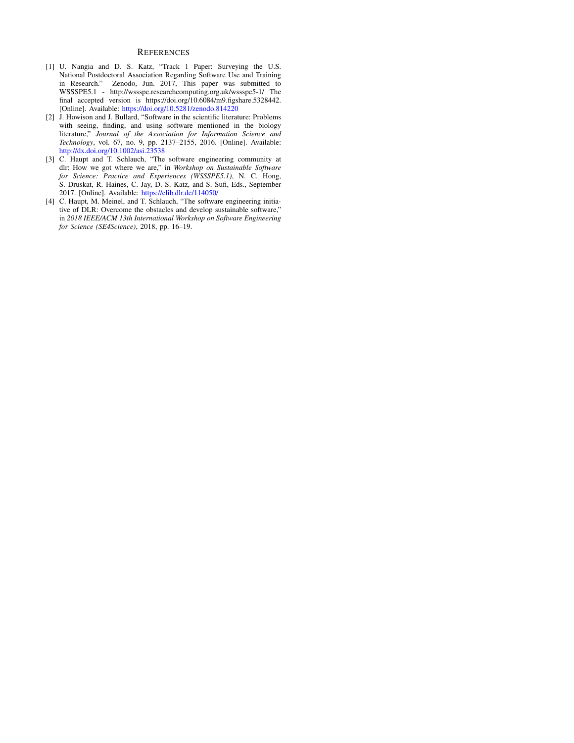# References

[1] U. Nangia and D. S. Katz, "Track 1 Paper: Surveying the U.S. National Postdoctoral Association Regarding Software Use and Training in Research." Zenodo, Jun. 2017, This paper was submitted to WSSSPE5.1 - http://wssspe.researchcomputing.org.uk/wssspe5-1/ The final accepted version is https://doi.org/10.6084/m9.figshare.5328442. [Online]. Available: https://doi.org/10.5281/zenodo.814220

[2] J. Howison and J. Bullard, "Software in the scientific literature: Problems with seeing, finding, and using software mentioned in the biology literature," *Journal of the Association for Information Science and Technology*, vol. 67, no. 9, pp. 2137–2155, 2016. [Online]. Available: http://dx.doi.org/10.1002/asi.23538

[3] C. Haupt and T. Schlauch, "The software engineering community at dlr: How we got where we are," in *Workshop on Sustainable Software for Science: Practice and Experiences (WSSSPE5.1)*, N. C. Hong, S. Druskat, R. Haines, C. Jay, D. S. Katz, and S. Sufi, Eds., September 2017. [Online]. Available: https://elib.dlr.de/114050/

[4] C. Haupt, M. Meinel, and T. Schlauch, "The software engineering initiative of DLR: Overcome the obstacles and develop sustainable software," in *2018 IEEE/ACM 13th International Workshop on Software Engineering for Science (SE4Science)*, 2018, pp. 16–19.